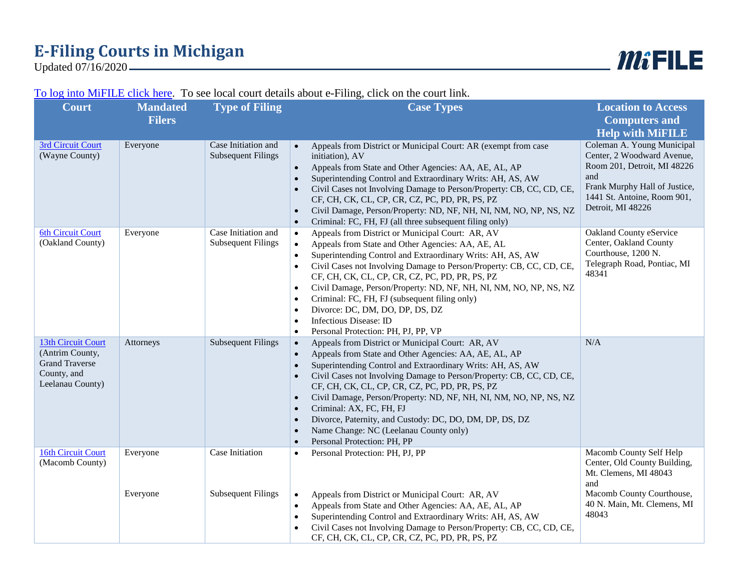# E-Filing Courts in Michigan

Updated 07/16/2020

MiFILE

To log into MiFILE click here. To see local court details about e-Filing, click on the court link.

| Court | Mandated Filers | Type of Filing | Case Types | Location to Access Computers and Help with MiFILE |
|---|---|---|---|---|
| 3rd Circuit Court (Wayne County) | Everyone | Case Initiation and Subsequent Filings | • Appeals from District or Municipal Court: AR (exempt from case initiation), AV<br>• Appeals from State and Other Agencies: AA, AE, AL, AP<br>• Superintending Control and Extraordinary Writs: AH, AS, AW<br>• Civil Cases not Involving Damage to Person/Property: CB, CC, CD, CE, CF, CH, CK, CL, CP, CR, CZ, PC, PD, PR, PS, PZ<br>• Civil Damage, Person/Property: ND, NF, NH, NI, NM, NO, NP, NS, NZ<br>• Criminal: FC, FH, FJ (all three subsequent filing only) | Coleman A. Young Municipal Center, 2 Woodward Avenue, Room 201, Detroit, MI 48226 and Frank Murphy Hall of Justice, 1441 St. Antoine, Room 901, Detroit, MI 48226 |
| 6th Circuit Court (Oakland County) | Everyone | Case Initiation and Subsequent Filings | • Appeals from District or Municipal Court: AR, AV<br>• Appeals from State and Other Agencies: AA, AE, AL<br>• Superintending Control and Extraordinary Writs: AH, AS, AW<br>• Civil Cases not Involving Damage to Person/Property: CB, CC, CD, CE, CF, CH, CK, CL, CP, CR, CZ, PC, PD, PR, PS, PZ<br>• Civil Damage, Person/Property: ND, NF, NH, NI, NM, NO, NP, NS, NZ<br>• Criminal: FC, FH, FJ (subsequent filing only)<br>• Divorce: DC, DM, DO, DP, DS, DZ<br>• Infectious Disease: ID<br>• Personal Protection: PH, PJ, PP, VP | Oakland County eService Center, Oakland County Courthouse, 1200 N. Telegraph Road, Pontiac, MI 48341 |
| 13th Circuit Court (Antrim County, Grand Traverse County, and Leelanau County) | Attorneys | Subsequent Filings | • Appeals from District or Municipal Court: AR, AV<br>• Appeals from State and Other Agencies: AA, AE, AL, AP<br>• Superintending Control and Extraordinary Writs: AH, AS, AW<br>• Civil Cases not Involving Damage to Person/Property: CB, CC, CD, CE, CF, CH, CK, CL, CP, CR, CZ, PC, PD, PR, PS, PZ<br>• Civil Damage, Person/Property: ND, NF, NH, NI, NM, NO, NP, NS, NZ<br>• Criminal: AX, FC, FH, FJ<br>• Divorce, Paternity, and Custody: DC, DO, DM, DP, DS, DZ<br>• Name Change: NC (Leelanau County only)<br>• Personal Protection: PH, PP | N/A |
| 16th Circuit Court (Macomb County) | Everyone | Case Initiation | • Personal Protection: PH, PJ, PP | Macomb County Self Help Center, Old County Building, Mt. Clemens, MI 48043 and Macomb County Courthouse, 40 N. Main, Mt. Clemens, MI 48043 |
| | Everyone | Subsequent Filings | • Appeals from District or Municipal Court: AR, AV<br>• Appeals from State and Other Agencies: AA, AE, AL, AP<br>• Superintending Control and Extraordinary Writs: AH, AS, AW<br>• Civil Cases not Involving Damage to Person/Property: CB, CC, CD, CE, CF, CH, CK, CL, CP, CR, CZ, PC, PD, PR, PS, PZ | |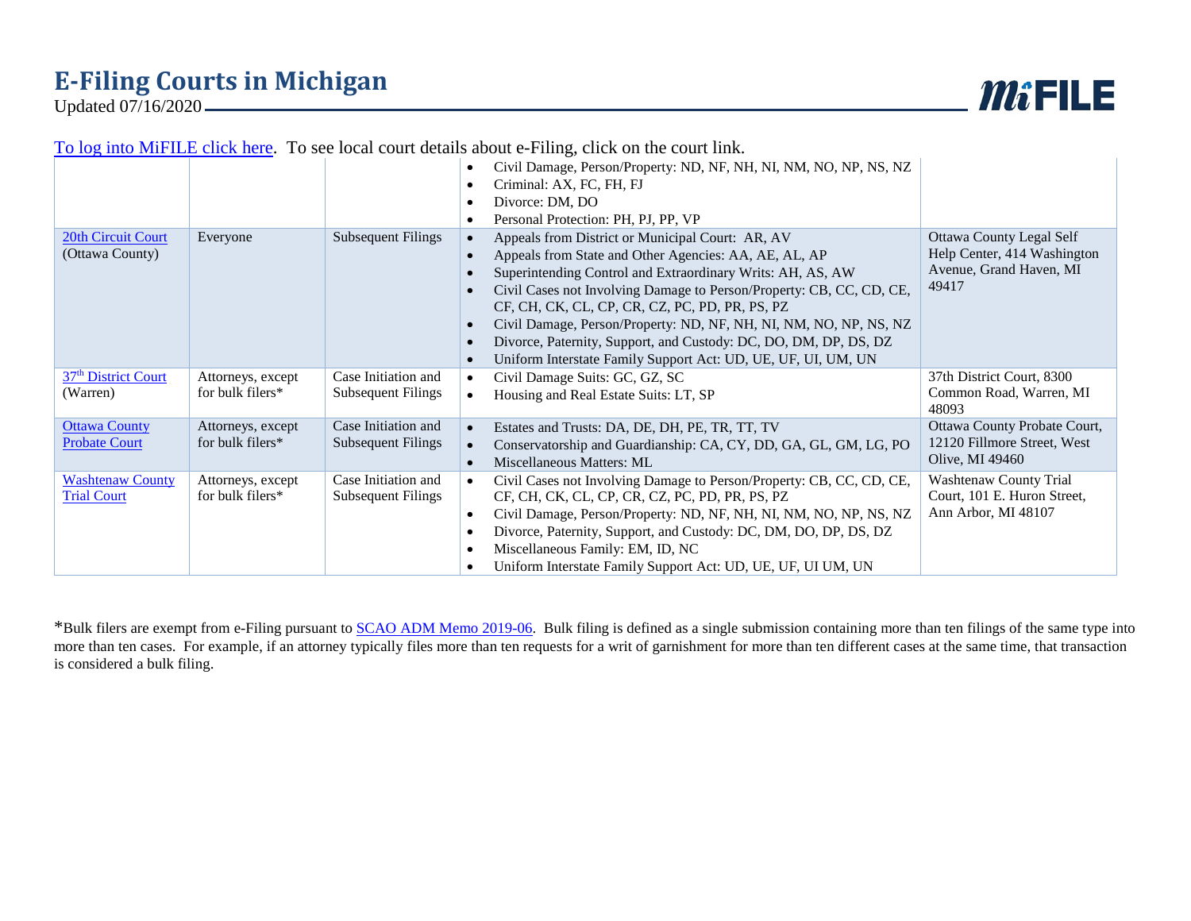# E-Filing Courts in Michigan

Updated 07/16/2020

To log into MiFILE click here. To see local court details about e-Filing, click on the court link.

| | | | | |
|---|---|---|---|---|
| | | | • Civil Damage, Person/Property: ND, NF, NH, NI, NM, NO, NP, NS, NZ<br>• Criminal: AX, FC, FH, FJ<br>• Divorce: DM, DO<br>• Personal Protection: PH, PJ, PP, VP | |
| 20th Circuit Court (Ottawa County) | Everyone | Subsequent Filings | • Appeals from District or Municipal Court: AR, AV<br>• Appeals from State and Other Agencies: AA, AE, AL, AP<br>• Superintending Control and Extraordinary Writs: AH, AS, AW<br>• Civil Cases not Involving Damage to Person/Property: CB, CC, CD, CE, CF, CH, CK, CL, CP, CR, CZ, PC, PD, PR, PS, PZ<br>• Civil Damage, Person/Property: ND, NF, NH, NI, NM, NO, NP, NS, NZ<br>• Divorce, Paternity, Support, and Custody: DC, DO, DM, DP, DS, DZ<br>• Uniform Interstate Family Support Act: UD, UE, UF, UI, UM, UN | Ottawa County Legal Self Help Center, 414 Washington Avenue, Grand Haven, MI 49417 |
| 37th District Court (Warren) | Attorneys, except for bulk filers* | Case Initiation and Subsequent Filings | • Civil Damage Suits: GC, GZ, SC<br>• Housing and Real Estate Suits: LT, SP | 37th District Court, 8300 Common Road, Warren, MI 48093 |
| Ottawa County Probate Court | Attorneys, except for bulk filers* | Case Initiation and Subsequent Filings | • Estates and Trusts: DA, DE, DH, PE, TR, TT, TV<br>• Conservatorship and Guardianship: CA, CY, DD, GA, GL, GM, LG, PO<br>• Miscellaneous Matters: ML | Ottawa County Probate Court, 12120 Fillmore Street, West Olive, MI 49460 |
| Washtenaw County Trial Court | Attorneys, except for bulk filers* | Case Initiation and Subsequent Filings | • Civil Cases not Involving Damage to Person/Property: CB, CC, CD, CE, CF, CH, CK, CL, CP, CR, CZ, PC, PD, PR, PS, PZ<br>• Civil Damage, Person/Property: ND, NF, NH, NI, NM, NO, NP, NS, NZ<br>• Divorce, Paternity, Support, and Custody: DC, DM, DO, DP, DS, DZ<br>• Miscellaneous Family: EM, ID, NC<br>• Uniform Interstate Family Support Act: UD, UE, UF, UI UM, UN | Washtenaw County Trial Court, 101 E. Huron Street, Ann Arbor, MI 48107 |

*Bulk filers are exempt from e-Filing pursuant to SCAO ADM Memo 2019-06. Bulk filing is defined as a single submission containing more than ten filings of the same type into more than ten cases. For example, if an attorney typically files more than ten requests for a writ of garnishment for more than ten different cases at the same time, that transaction is considered a bulk filing.